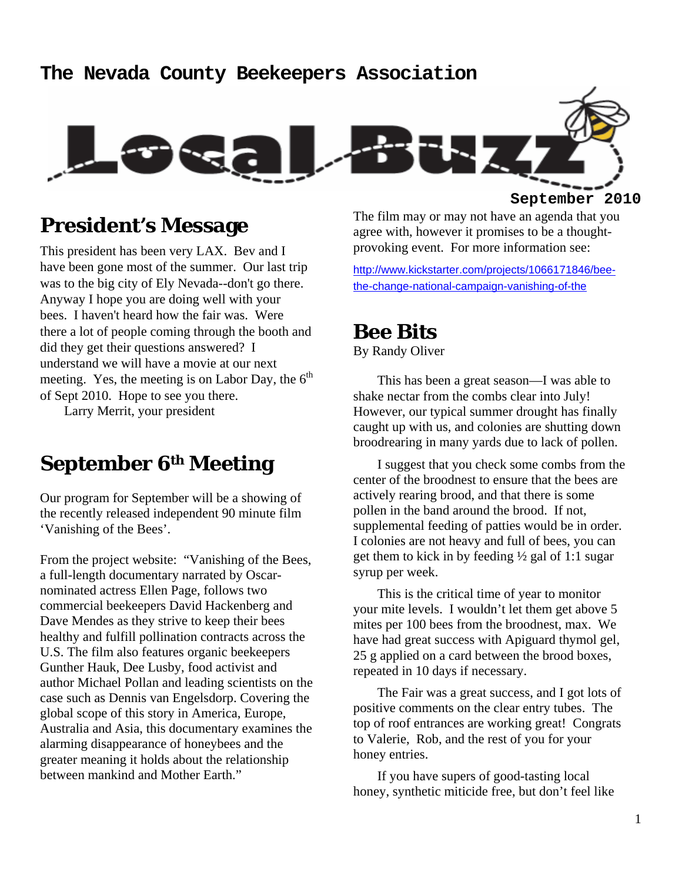# The Nevada County Beekeepers Association

# Local Buzz

September 2010

## President's Message

This president has been very LAX. Bev and I have been gone most of the summer. Our last trip was to the big city of Ely Nevada--don't go there. Anyway I hope you are doing well with your bees. I haven't heard how the fair was. Were there a lot of people coming through the booth and did they get their questions answered? I understand we will have a movie at our next meeting. Yes, the meeting is on Labor Day, the 6th of Sept 2010. Hope to see you there.

Larry Merrit, your president

## September 6th Meeting

Our program for September will be a showing of the recently released independent 90 minute film 'Vanishing of the Bees'.

From the project website: "Vanishing of the Bees, a full-length documentary narrated by Oscar-nominated actress Ellen Page, follows two commercial beekeepers David Hackenberg and Dave Mendes as they strive to keep their bees healthy and fulfill pollination contracts across the U.S. The film also features organic beekeepers Gunther Hauk, Dee Lusby, food activist and author Michael Pollan and leading scientists on the case such as Dennis van Engelsdorp. Covering the global scope of this story in America, Europe, Australia and Asia, this documentary examines the alarming disappearance of honeybees and the greater meaning it holds about the relationship between mankind and Mother Earth."

The film may or may not have an agenda that you agree with, however it promises to be a thought-provoking event. For more information see:

http://www.kickstarter.com/projects/1066171846/bee-the-change-national-campaign-vanishing-of-the

## Bee Bits

By Randy Oliver

This has been a great season—I was able to shake nectar from the combs clear into July! However, our typical summer drought has finally caught up with us, and colonies are shutting down broodrearing in many yards due to lack of pollen.

I suggest that you check some combs from the center of the broodnest to ensure that the bees are actively rearing brood, and that there is some pollen in the band around the brood. If not, supplemental feeding of patties would be in order. I colonies are not heavy and full of bees, you can get them to kick in by feeding ½ gal of 1:1 sugar syrup per week.

This is the critical time of year to monitor your mite levels. I wouldn't let them get above 5 mites per 100 bees from the broodnest, max. We have had great success with Apiguard thymol gel, 25 g applied on a card between the brood boxes, repeated in 10 days if necessary.

The Fair was a great success, and I got lots of positive comments on the clear entry tubes. The top of roof entrances are working great! Congrats to Valerie, Rob, and the rest of you for your honey entries.

If you have supers of good-tasting local honey, synthetic miticide free, but don't feel like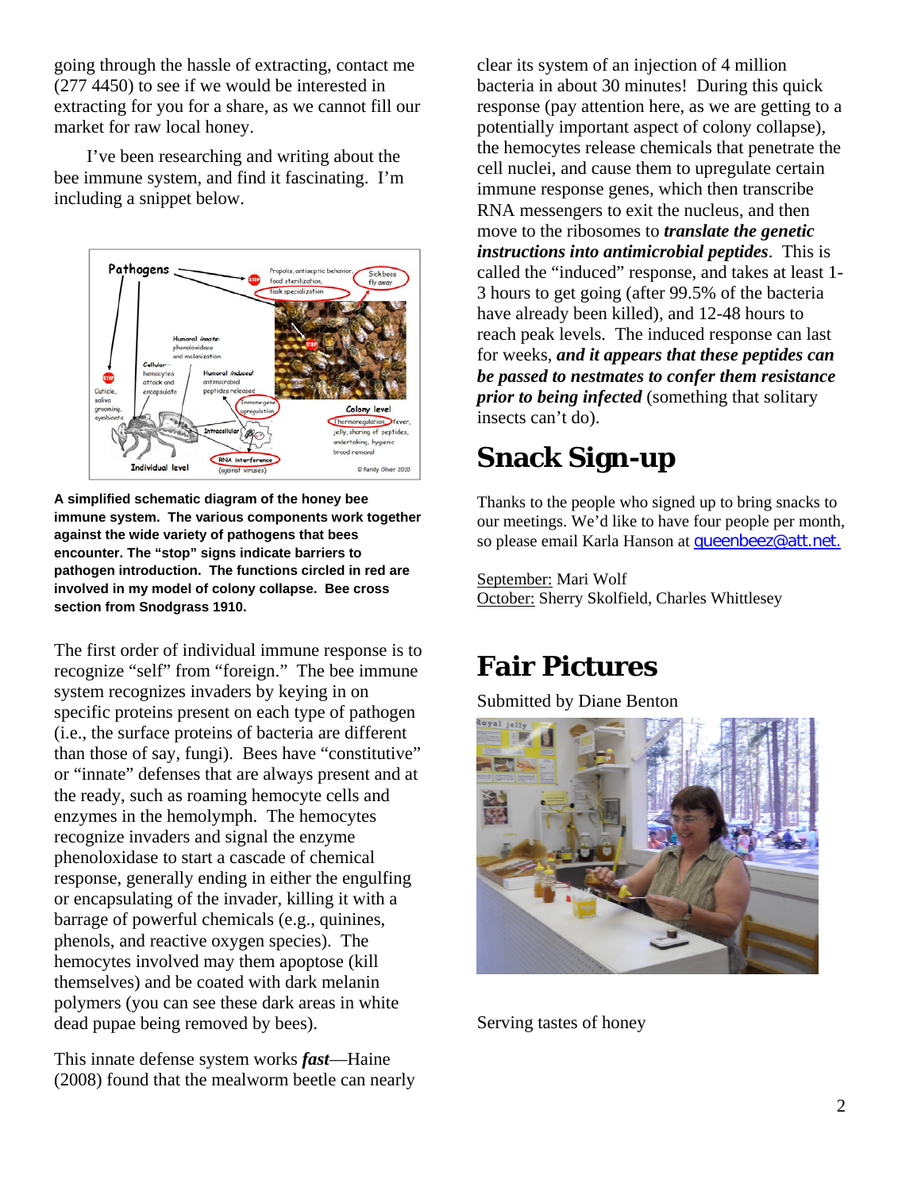going through the hassle of extracting, contact me (277 4450) to see if we would be interested in extracting for you for a share, as we cannot fill our market for raw local honey.

I've been researching and writing about the bee immune system, and find it fascinating. I'm including a snippet below.

**A simplified schematic diagram of the honey bee immune system. The various components work together against the wide variety of pathogens that bees encounter. The "stop" signs indicate barriers to pathogen introduction. The functions circled in red are involved in my model of colony collapse. Bee cross section from Snodgrass 1910.**

The first order of individual immune response is to recognize "self" from "foreign." The bee immune system recognizes invaders by keying in on specific proteins present on each type of pathogen (i.e., the surface proteins of bacteria are different than those of say, fungi). Bees have "constitutive" or "innate" defenses that are always present and at the ready, such as roaming hemocyte cells and enzymes in the hemolymph. The hemocytes recognize invaders and signal the enzyme phenoloxidase to start a cascade of chemical response, generally ending in either the engulfing or encapsulating of the invader, killing it with a barrage of powerful chemicals (e.g., quinines, phenols, and reactive oxygen species). The hemocytes involved may them apoptose (kill themselves) and be coated with dark melanin polymers (you can see these dark areas in white dead pupae being removed by bees).

This innate defense system works ***fast***—Haine (2008) found that the mealworm beetle can nearly clear its system of an injection of 4 million bacteria in about 30 minutes! During this quick response (pay attention here, as we are getting to a potentially important aspect of colony collapse), the hemocytes release chemicals that penetrate the cell nuclei, and cause them to upregulate certain immune response genes, which then transcribe RNA messengers to exit the nucleus, and then move to the ribosomes to ***translate the genetic instructions into antimicrobial peptides***. This is called the "induced" response, and takes at least 1-3 hours to get going (after 99.5% of the bacteria have already been killed), and 12-48 hours to reach peak levels. The induced response can last for weeks, ***and it appears that these peptides can be passed to nestmates to confer them resistance prior to being infected*** (something that solitary insects can't do).

# Snack Sign-up

Thanks to the people who signed up to bring snacks to our meetings. We'd like to have four people per month, so please email Karla Hanson at queenbeez@att.net.

September: Mari Wolf
October: Sherry Skolfield, Charles Whittlesey

# Fair Pictures

Submitted by Diane Benton

Serving tastes of honey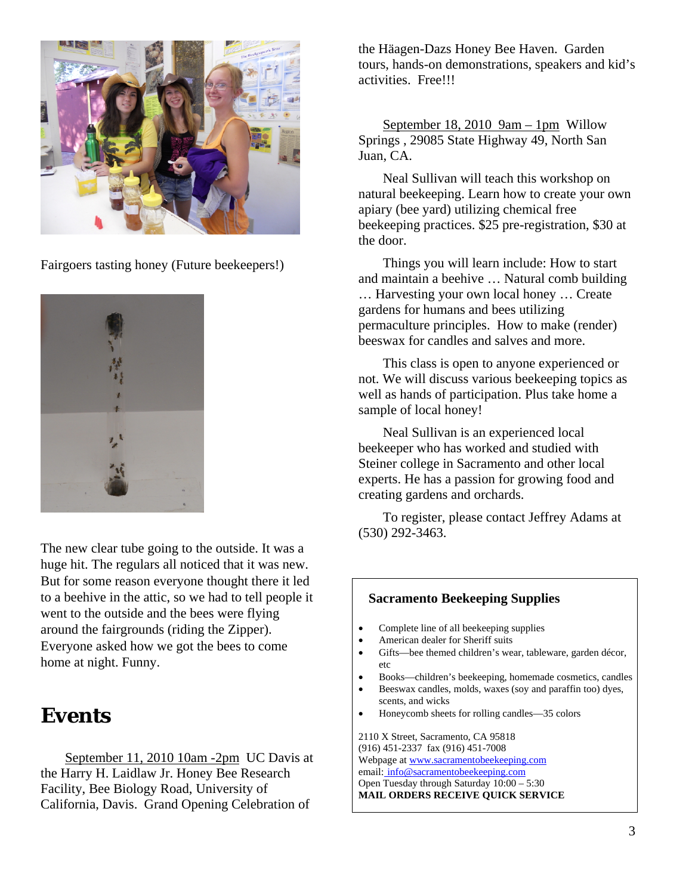Fairgoers tasting honey (Future beekeepers!)

The new clear tube going to the outside. It was a huge hit. The regulars all noticed that it was new. But for some reason everyone thought there it led to a beehive in the attic, so we had to tell people it went to the outside and the bees were flying around the fairgrounds (riding the Zipper). Everyone asked how we got the bees to come home at night. Funny.

# Events

September 11, 2010 10am -2pm UC Davis at the Harry H. Laidlaw Jr. Honey Bee Research Facility, Bee Biology Road, University of California, Davis. Grand Opening Celebration of the Häagen-Dazs Honey Bee Haven. Garden tours, hands-on demonstrations, speakers and kid's activities. Free!!!

September 18, 2010 9am – 1pm Willow Springs , 29085 State Highway 49, North San Juan, CA.

Neal Sullivan will teach this workshop on natural beekeeping. Learn how to create your own apiary (bee yard) utilizing chemical free beekeeping practices. $25 pre-registration, $30 at the door.

Things you will learn include: How to start and maintain a beehive … Natural comb building … Harvesting your own local honey … Create gardens for humans and bees utilizing permaculture principles. How to make (render) beeswax for candles and salves and more.

This class is open to anyone experienced or not. We will discuss various beekeeping topics as well as hands of participation. Plus take home a sample of local honey!

Neal Sullivan is an experienced local beekeeper who has worked and studied with Steiner college in Sacramento and other local experts. He has a passion for growing food and creating gardens and orchards.

To register, please contact Jeffrey Adams at (530) 292-3463.

**Sacramento Beekeeping Supplies**

- Complete line of all beekeeping supplies
- American dealer for Sheriff suits
- Gifts—bee themed children's wear, tableware, garden décor, etc
- Books—children's beekeeping, homemade cosmetics, candles
- Beeswax candles, molds, waxes (soy and paraffin too) dyes, scents, and wicks
- Honeycomb sheets for rolling candles—35 colors

2110 X Street, Sacramento, CA 95818
(916) 451-2337 fax (916) 451-7008
Webpage at www.sacramentobeekeeping.com
email: info@sacramentobeekeeping.com
Open Tuesday through Saturday 10:00 – 5:30
**MAIL ORDERS RECEIVE QUICK SERVICE**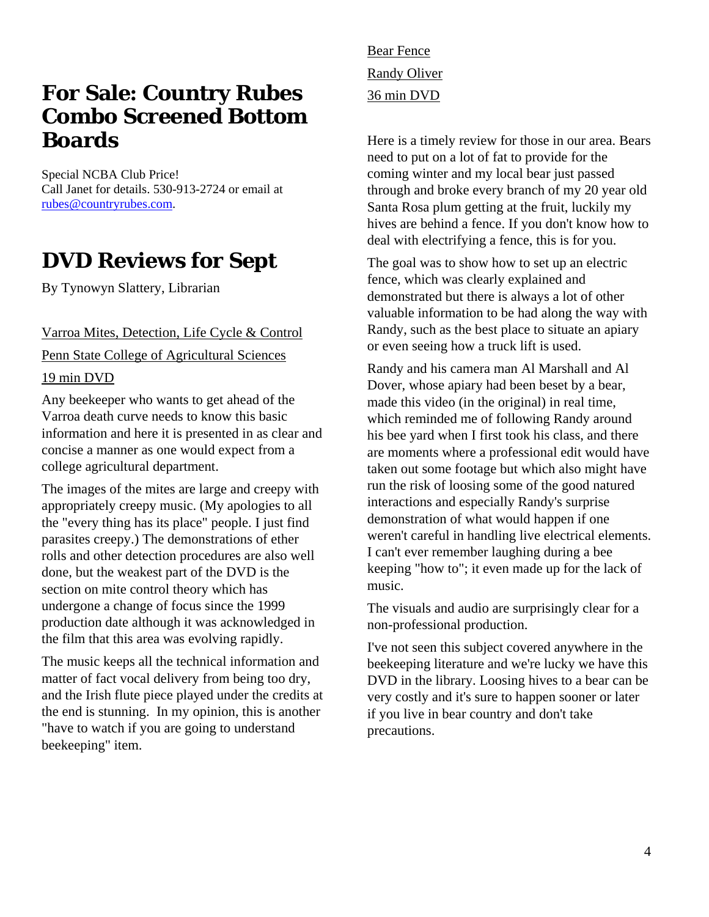## For Sale: Country Rubes Combo Screened Bottom Boards

Special NCBA Club Price!
Call Janet for details. 530-913-2724 or email at rubes@countryrubes.com.

## DVD Reviews for Sept

By Tynowyn Slattery, Librarian

Varroa Mites, Detection, Life Cycle & Control

Penn State College of Agricultural Sciences

19 min DVD

Any beekeeper who wants to get ahead of the Varroa death curve needs to know this basic information and here it is presented in as clear and concise a manner as one would expect from a college agricultural department.

The images of the mites are large and creepy with appropriately creepy music. (My apologies to all the "every thing has its place" people. I just find parasites creepy.) The demonstrations of ether rolls and other detection procedures are also well done, but the weakest part of the DVD is the section on mite control theory which has undergone a change of focus since the 1999 production date although it was acknowledged in the film that this area was evolving rapidly.

The music keeps all the technical information and matter of fact vocal delivery from being too dry, and the Irish flute piece played under the credits at the end is stunning. In my opinion, this is another "have to watch if you are going to understand beekeeping" item.

Bear Fence

Randy Oliver

36 min DVD

Here is a timely review for those in our area. Bears need to put on a lot of fat to provide for the coming winter and my local bear just passed through and broke every branch of my 20 year old Santa Rosa plum getting at the fruit, luckily my hives are behind a fence. If you don't know how to deal with electrifying a fence, this is for you.

The goal was to show how to set up an electric fence, which was clearly explained and demonstrated but there is always a lot of other valuable information to be had along the way with Randy, such as the best place to situate an apiary or even seeing how a truck lift is used.

Randy and his camera man Al Marshall and Al Dover, whose apiary had been beset by a bear, made this video (in the original) in real time, which reminded me of following Randy around his bee yard when I first took his class, and there are moments where a professional edit would have taken out some footage but which also might have run the risk of loosing some of the good natured interactions and especially Randy's surprise demonstration of what would happen if one weren't careful in handling live electrical elements. I can't ever remember laughing during a bee keeping "how to"; it even made up for the lack of music.

The visuals and audio are surprisingly clear for a non-professional production.

I've not seen this subject covered anywhere in the beekeeping literature and we're lucky we have this DVD in the library. Loosing hives to a bear can be very costly and it's sure to happen sooner or later if you live in bear country and don't take precautions.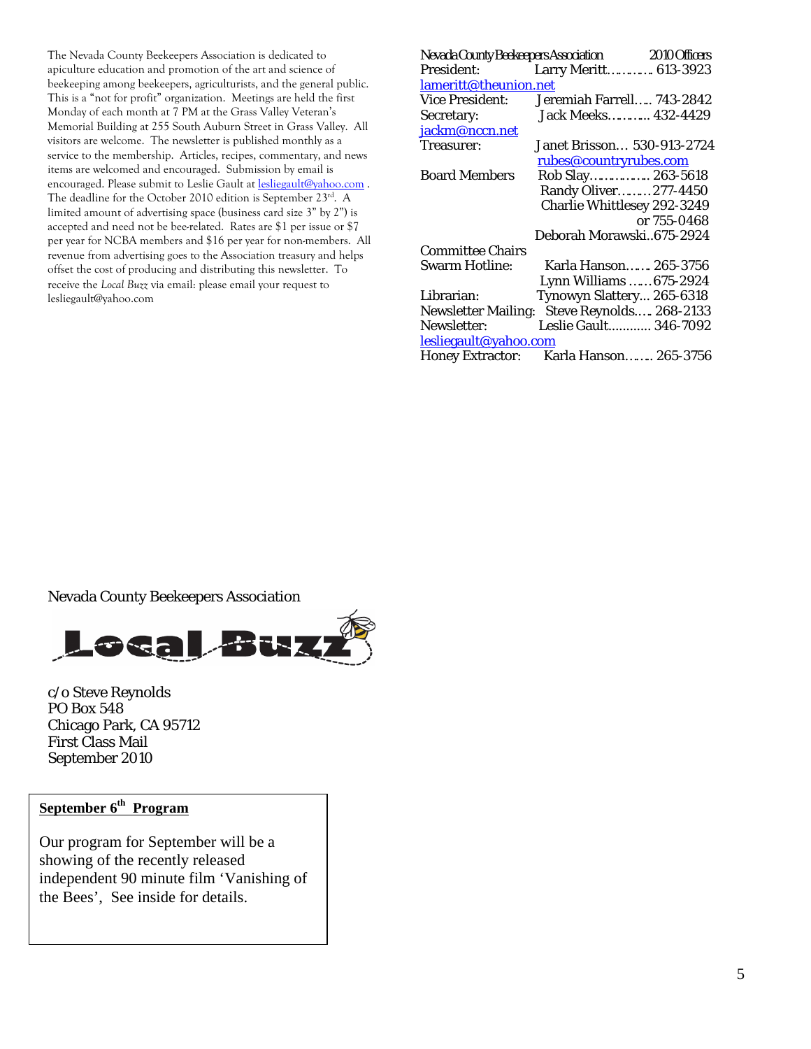The Nevada County Beekeepers Association is dedicated to apiculture education and promotion of the art and science of beekeeping among beekeepers, agriculturists, and the general public. This is a "not for profit" organization. Meetings are held the first Monday of each month at 7 PM at the Grass Valley Veteran's Memorial Building at 255 South Auburn Street in Grass Valley. All visitors are welcome. The newsletter is published monthly as a service to the membership. Articles, recipes, commentary, and news items are welcomed and encouraged. Submission by email is encouraged. Please submit to Leslie Gault at lesliegault@yahoo.com . The deadline for the October 2010 edition is September 23rd. A limited amount of advertising space (business card size 3" by 2") is accepted and need not be bee-related. Rates are $1 per issue or $7 per year for NCBA members and $16 per year for non-members. All revenue from advertising goes to the Association treasury and helps offset the cost of producing and distributing this newsletter. To receive the *Local Buzz* via email: please email your request to lesliegault@yahoo.com

Nevada County Beekeepers Association 2010 Officers

President: Larry Meritt………… 613-3923
lameritt@theunion.net
Vice President: Jeremiah Farrell….. 743-2842
Secretary: Jack Meeks……….. 432-4429
jackm@nccn.net
Treasurer: Janet Brisson… 530-913-2724
rubes@countryrubes.com
Board Members Rob Slay…………… 263-5618
Randy Oliver……..277-4450
Charlie Whittlesey 292-3249
or 755-0468
Deborah Morawski..675-2924

Committee Chairs
Swarm Hotline: Karla Hanson…… 265-3756
Lynn Williams ……675-2924
Librarian: Tynowyn Slattery… 265-6318
Newsletter Mailing: Steve Reynolds…. 268-2133
Newsletter: Leslie Gault............ 346-7092
lesliegault@yahoo.com
Honey Extractor: Karla Hanson……. 265-3756

Nevada County Beekeepers Association

Local Buzz

c/o Steve Reynolds
PO Box 548
Chicago Park, CA 95712
First Class Mail
September 2010

**September 6th Program**

Our program for September will be a showing of the recently released independent 90 minute film 'Vanishing of the Bees', See inside for details.